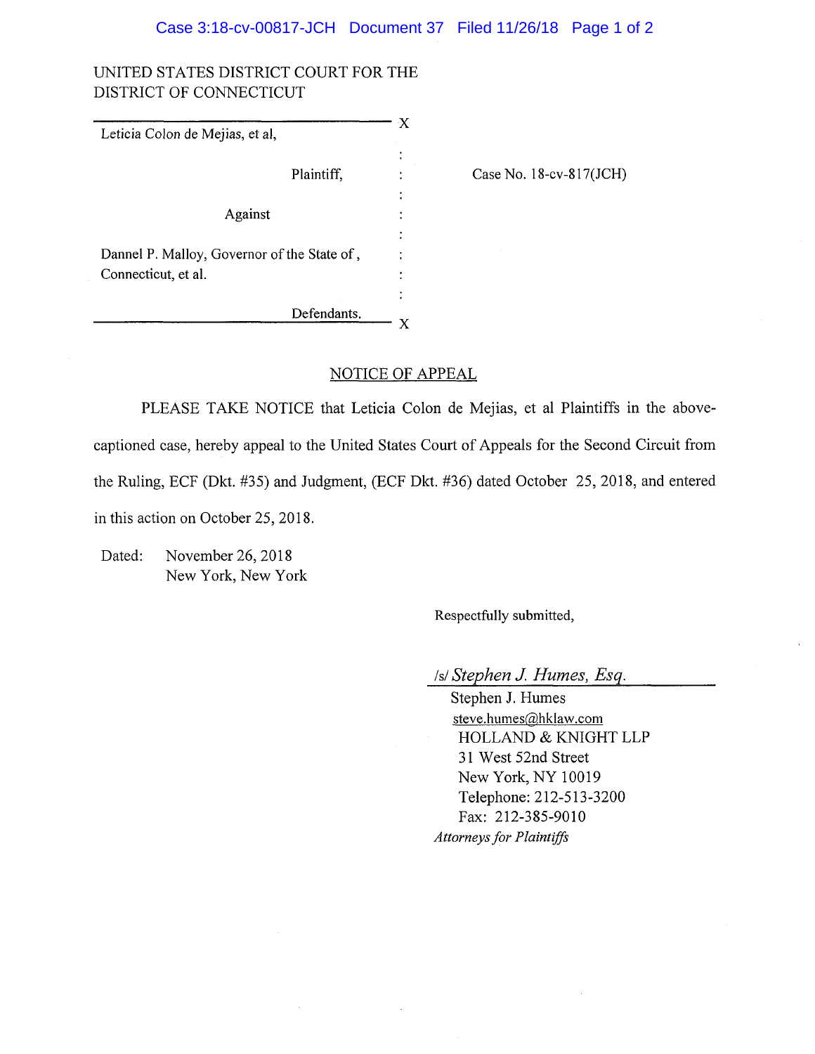UNITED STATES DISTRICT COURT FOR THE
DISTRICT OF CONNECTICUT

| | | |
|---|---|---|
| Leticia Colon de Mejias, et al, | : | |
| Plaintiff, | : | Case No. 18-cv-817(JCH) |
| Against | : | |
| Dannel P. Malloy, Governor of the State of , Connecticut, et al. | : | |
| Defendants. | : | |

## NOTICE OF APPEAL

PLEASE TAKE NOTICE that Leticia Colon de Mejias, et al Plaintiffs in the above-captioned case, hereby appeal to the United States Court of Appeals for the Second Circuit from the Ruling, ECF (Dkt. #35) and Judgment, (ECF Dkt. #36) dated October 25, 2018, and entered in this action on October 25, 2018.

Dated: November 26, 2018
New York, New York

Respectfully submitted,

/s/ *Stephen J. Humes, Esq.*

Stephen J. Humes
steve.humes@hklaw.com
HOLLAND & KNIGHT LLP
31 West 52nd Street
New York, NY 10019
Telephone: 212-513-3200
Fax: 212-385-9010
*Attorneys for Plaintiffs*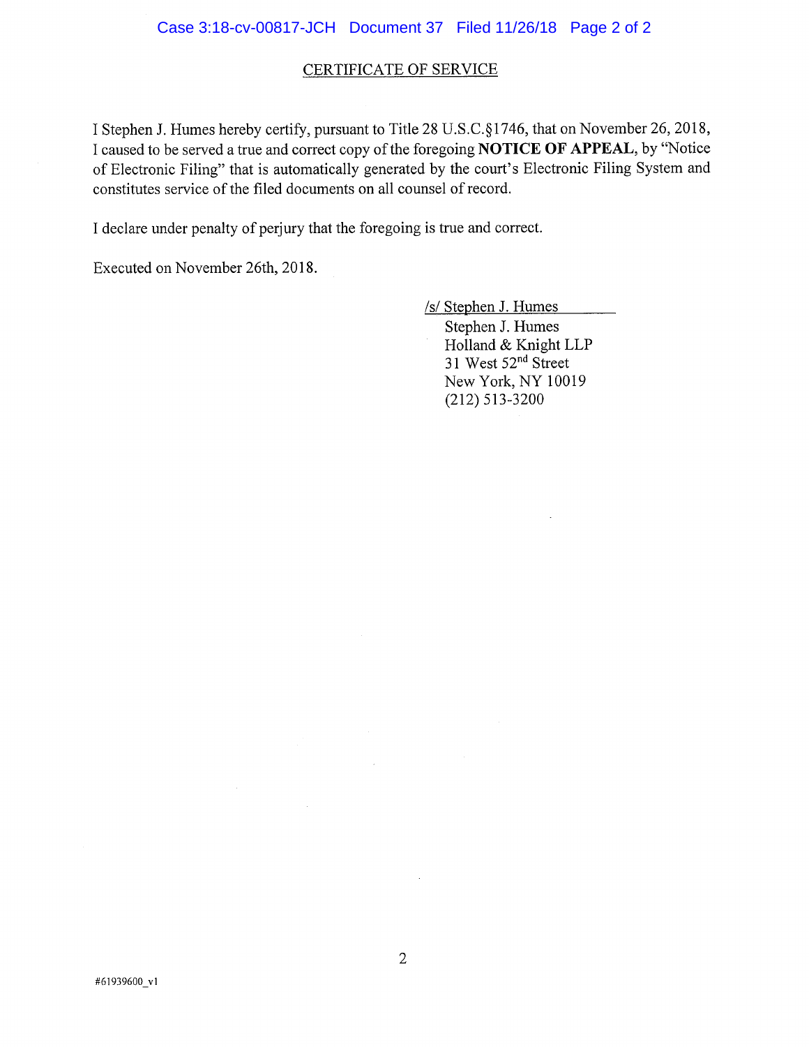## CERTIFICATE OF SERVICE

I Stephen J. Humes hereby certify, pursuant to Title 28 U.S.C.§1746, that on November 26, 2018, I caused to be served a true and correct copy of the foregoing **NOTICE OF APPEAL**, by "Notice of Electronic Filing" that is automatically generated by the court's Electronic Filing System and constitutes service of the filed documents on all counsel of record.

I declare under penalty of perjury that the foregoing is true and correct.

Executed on November 26th, 2018.

/s/ Stephen J. Humes
Stephen J. Humes
Holland & Knight LLP
31 West 52nd Street
New York, NY 10019
(212) 513-3200

#61939600_v1